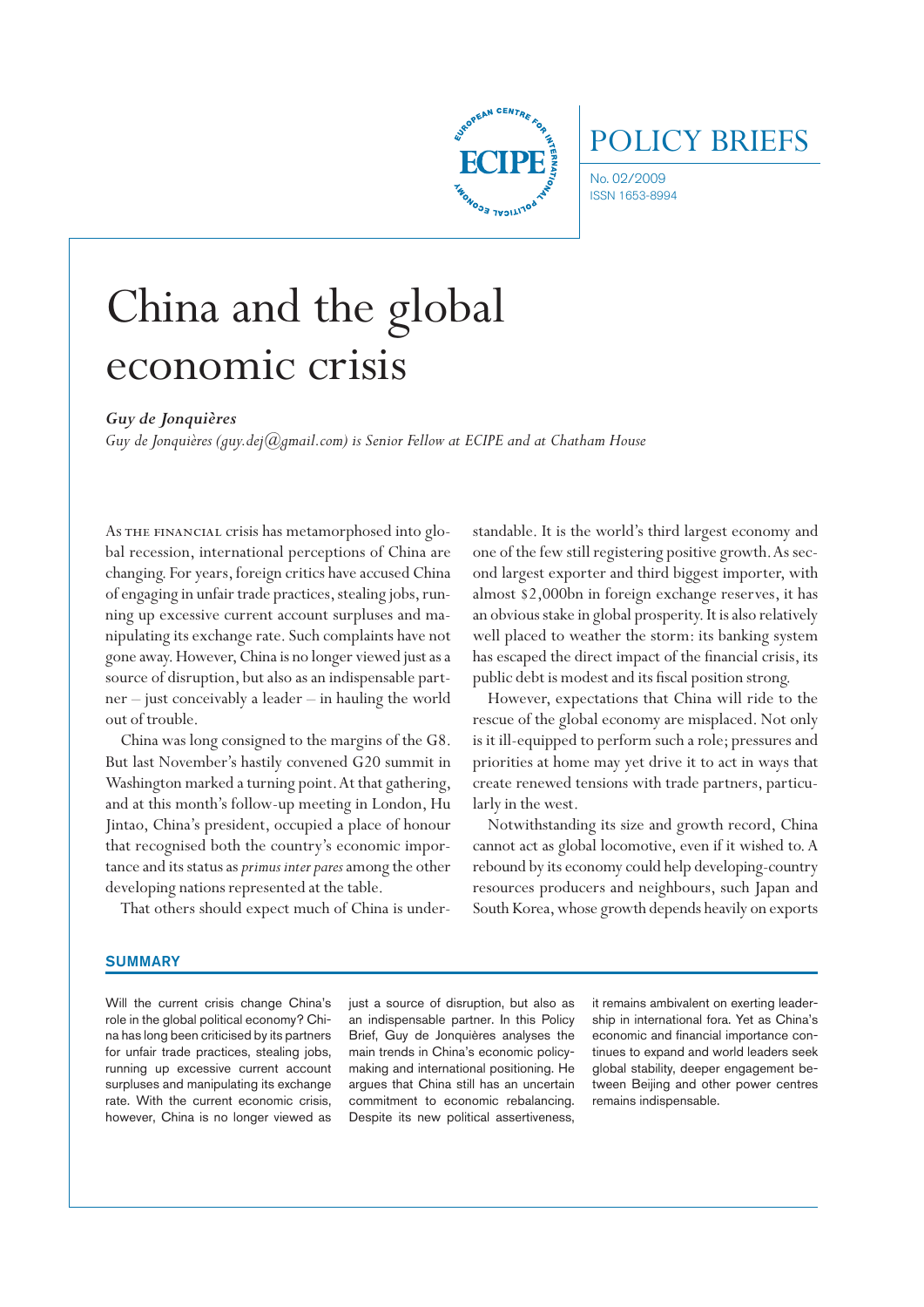POLICY BRIEFS

No. 02/2009
ISSN 1653-8994

# China and the global economic crisis

***Guy de Jonquières***

*Guy de Jonquières (guy.dej@gmail.com) is Senior Fellow at ECIPE and at Chatham House*

As the financial crisis has metamorphosed into global recession, international perceptions of China are changing. For years, foreign critics have accused China of engaging in unfair trade practices, stealing jobs, running up excessive current account surpluses and manipulating its exchange rate. Such complaints have not gone away. However, China is no longer viewed just as a source of disruption, but also as an indispensable partner – just conceivably a leader – in hauling the world out of trouble.

China was long consigned to the margins of the G8. But last November's hastily convened G20 summit in Washington marked a turning point. At that gathering, and at this month's follow-up meeting in London, Hu Jintao, China's president, occupied a place of honour that recognised both the country's economic importance and its status as *primus inter pares* among the other developing nations represented at the table.

That others should expect much of China is understandable. It is the world's third largest economy and one of the few still registering positive growth. As second largest exporter and third biggest importer, with almost $2,000bn in foreign exchange reserves, it has an obvious stake in global prosperity. It is also relatively well placed to weather the storm: its banking system has escaped the direct impact of the financial crisis, its public debt is modest and its fiscal position strong.

However, expectations that China will ride to the rescue of the global economy are misplaced. Not only is it ill-equipped to perform such a role; pressures and priorities at home may yet drive it to act in ways that create renewed tensions with trade partners, particularly in the west.

Notwithstanding its size and growth record, China cannot act as global locomotive, even if it wished to. A rebound by its economy could help developing-country resources producers and neighbours, such Japan and South Korea, whose growth depends heavily on exports

## SUMMARY

Will the current crisis change China's role in the global political economy? China has long been criticised by its partners for unfair trade practices, stealing jobs, running up excessive current account surpluses and manipulating its exchange rate. With the current economic crisis, however, China is no longer viewed as just a source of disruption, but also as an indispensable partner. In this Policy Brief, Guy de Jonquières analyses the main trends in China's economic policy-making and international positioning. He argues that China still has an uncertain commitment to economic rebalancing. Despite its new political assertiveness, it remains ambivalent on exerting leadership in international fora. Yet as China's economic and financial importance continues to expand and world leaders seek global stability, deeper engagement between Beijing and other power centres remains indispensable.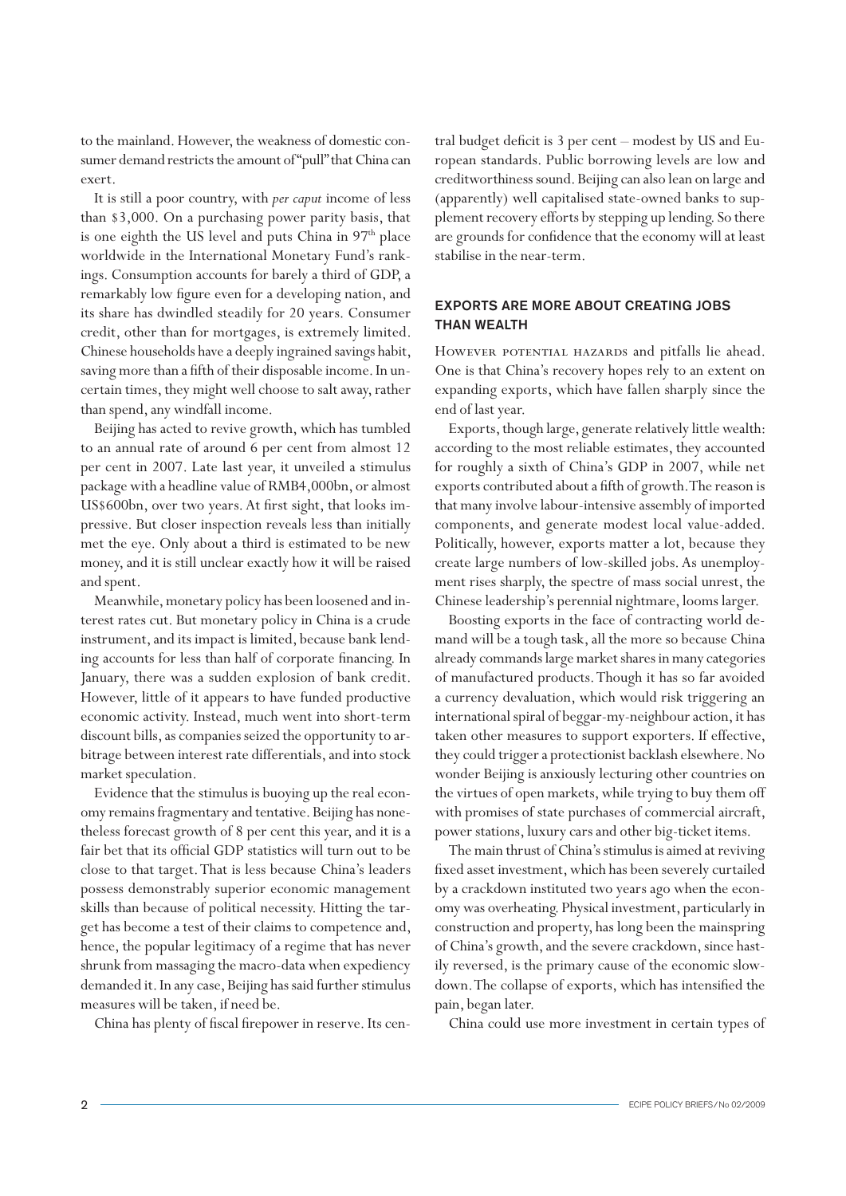to the mainland. However, the weakness of domestic consumer demand restricts the amount of "pull" that China can exert.

It is still a poor country, with *per caput* income of less than $3,000. On a purchasing power parity basis, that is one eighth the US level and puts China in 97th place worldwide in the International Monetary Fund's rankings. Consumption accounts for barely a third of GDP, a remarkably low figure even for a developing nation, and its share has dwindled steadily for 20 years. Consumer credit, other than for mortgages, is extremely limited. Chinese households have a deeply ingrained savings habit, saving more than a fifth of their disposable income. In uncertain times, they might well choose to salt away, rather than spend, any windfall income.

Beijing has acted to revive growth, which has tumbled to an annual rate of around 6 per cent from almost 12 per cent in 2007. Late last year, it unveiled a stimulus package with a headline value of RMB4,000bn, or almost US$600bn, over two years. At first sight, that looks impressive. But closer inspection reveals less than initially met the eye. Only about a third is estimated to be new money, and it is still unclear exactly how it will be raised and spent.

Meanwhile, monetary policy has been loosened and interest rates cut. But monetary policy in China is a crude instrument, and its impact is limited, because bank lending accounts for less than half of corporate financing. In January, there was a sudden explosion of bank credit. However, little of it appears to have funded productive economic activity. Instead, much went into short-term discount bills, as companies seized the opportunity to arbitrage between interest rate differentials, and into stock market speculation.

Evidence that the stimulus is buoying up the real economy remains fragmentary and tentative. Beijing has nonetheless forecast growth of 8 per cent this year, and it is a fair bet that its official GDP statistics will turn out to be close to that target. That is less because China's leaders possess demonstrably superior economic management skills than because of political necessity. Hitting the target has become a test of their claims to competence and, hence, the popular legitimacy of a regime that has never shrunk from massaging the macro-data when expediency demanded it. In any case, Beijing has said further stimulus measures will be taken, if need be.

China has plenty of fiscal firepower in reserve. Its central budget deficit is 3 per cent – modest by US and European standards. Public borrowing levels are low and creditworthiness sound. Beijing can also lean on large and (apparently) well capitalised state-owned banks to supplement recovery efforts by stepping up lending. So there are grounds for confidence that the economy will at least stabilise in the near-term.

## EXPORTS ARE MORE ABOUT CREATING JOBS THAN WEALTH

However potential hazards and pitfalls lie ahead. One is that China's recovery hopes rely to an extent on expanding exports, which have fallen sharply since the end of last year.

Exports, though large, generate relatively little wealth: according to the most reliable estimates, they accounted for roughly a sixth of China's GDP in 2007, while net exports contributed about a fifth of growth. The reason is that many involve labour-intensive assembly of imported components, and generate modest local value-added. Politically, however, exports matter a lot, because they create large numbers of low-skilled jobs. As unemployment rises sharply, the spectre of mass social unrest, the Chinese leadership's perennial nightmare, looms larger.

Boosting exports in the face of contracting world demand will be a tough task, all the more so because China already commands large market shares in many categories of manufactured products. Though it has so far avoided a currency devaluation, which would risk triggering an international spiral of beggar-my-neighbour action, it has taken other measures to support exporters. If effective, they could trigger a protectionist backlash elsewhere. No wonder Beijing is anxiously lecturing other countries on the virtues of open markets, while trying to buy them off with promises of state purchases of commercial aircraft, power stations, luxury cars and other big-ticket items.

The main thrust of China's stimulus is aimed at reviving fixed asset investment, which has been severely curtailed by a crackdown instituted two years ago when the economy was overheating. Physical investment, particularly in construction and property, has long been the mainspring of China's growth, and the severe crackdown, since hastily reversed, is the primary cause of the economic slowdown. The collapse of exports, which has intensified the pain, began later.

China could use more investment in certain types of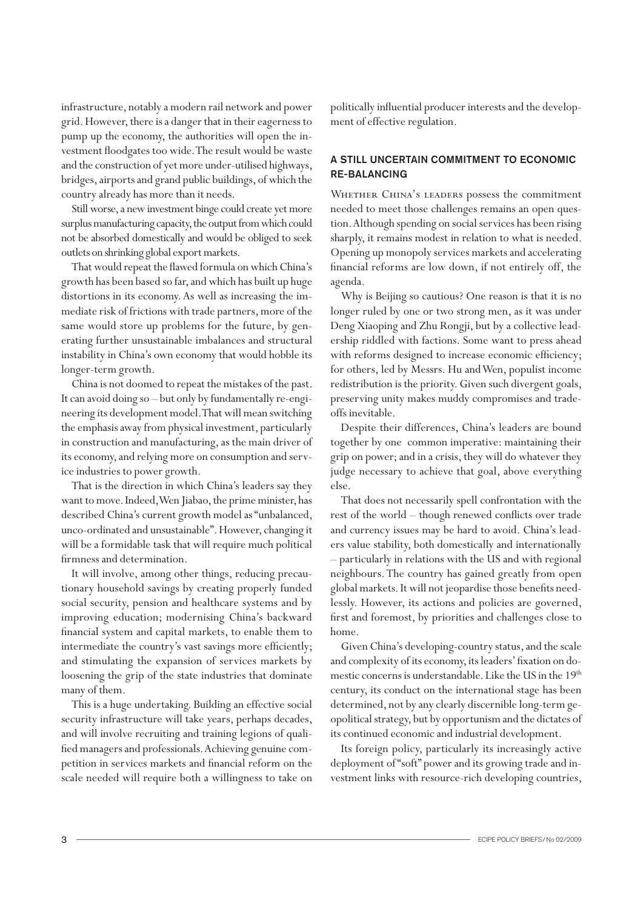infrastructure, notably a modern rail network and power grid. However, there is a danger that in their eagerness to pump up the economy, the authorities will open the investment floodgates too wide. The result would be waste and the construction of yet more under-utilised highways, bridges, airports and grand public buildings, of which the country already has more than it needs.

Still worse, a new investment binge could create yet more surplus manufacturing capacity, the output from which could not be absorbed domestically and would be obliged to seek outlets on shrinking global export markets.

That would repeat the flawed formula on which China's growth has been based so far, and which has built up huge distortions in its economy. As well as increasing the immediate risk of frictions with trade partners, more of the same would store up problems for the future, by generating further unsustainable imbalances and structural instability in China's own economy that would hobble its longer-term growth.

China is not doomed to repeat the mistakes of the past. It can avoid doing so – but only by fundamentally re-engineering its development model. That will mean switching the emphasis away from physical investment, particularly in construction and manufacturing, as the main driver of its economy, and relying more on consumption and service industries to power growth.

That is the direction in which China's leaders say they want to move. Indeed, Wen Jiabao, the prime minister, has described China's current growth model as "unbalanced, unco-ordinated and unsustainable". However, changing it will be a formidable task that will require much political firmness and determination.

It will involve, among other things, reducing precautionary household savings by creating properly funded social security, pension and healthcare systems and by improving education; modernising China's backward financial system and capital markets, to enable them to intermediate the country's vast savings more efficiently; and stimulating the expansion of services markets by loosening the grip of the state industries that dominate many of them.

This is a huge undertaking. Building an effective social security infrastructure will take years, perhaps decades, and will involve recruiting and training legions of qualified managers and professionals. Achieving genuine competition in services markets and financial reform on the scale needed will require both a willingness to take on politically influential producer interests and the development of effective regulation.

## A STILL UNCERTAIN COMMITMENT TO ECONOMIC RE-BALANCING

WHETHER CHINA'S LEADERS possess the commitment needed to meet those challenges remains an open question. Although spending on social services has been rising sharply, it remains modest in relation to what is needed. Opening up monopoly services markets and accelerating financial reforms are low down, if not entirely off, the agenda.

Why is Beijing so cautious? One reason is that it is no longer ruled by one or two strong men, as it was under Deng Xiaoping and Zhu Rongji, but by a collective leadership riddled with factions. Some want to press ahead with reforms designed to increase economic efficiency; for others, led by Messrs. Hu and Wen, populist income redistribution is the priority. Given such divergent goals, preserving unity makes muddy compromises and trade-offs inevitable.

Despite their differences, China's leaders are bound together by one common imperative: maintaining their grip on power; and in a crisis, they will do whatever they judge necessary to achieve that goal, above everything else.

That does not necessarily spell confrontation with the rest of the world – though renewed conflicts over trade and currency issues may be hard to avoid. China's leaders value stability, both domestically and internationally – particularly in relations with the US and with regional neighbours. The country has gained greatly from open global markets. It will not jeopardise those benefits needlessly. However, its actions and policies are governed, first and foremost, by priorities and challenges close to home.

Given China's developing-country status, and the scale and complexity of its economy, its leaders' fixation on domestic concerns is understandable. Like the US in the 19th century, its conduct on the international stage has been determined, not by any clearly discernible long-term geopolitical strategy, but by opportunism and the dictates of its continued economic and industrial development.

Its foreign policy, particularly its increasingly active deployment of "soft" power and its growing trade and investment links with resource-rich developing countries,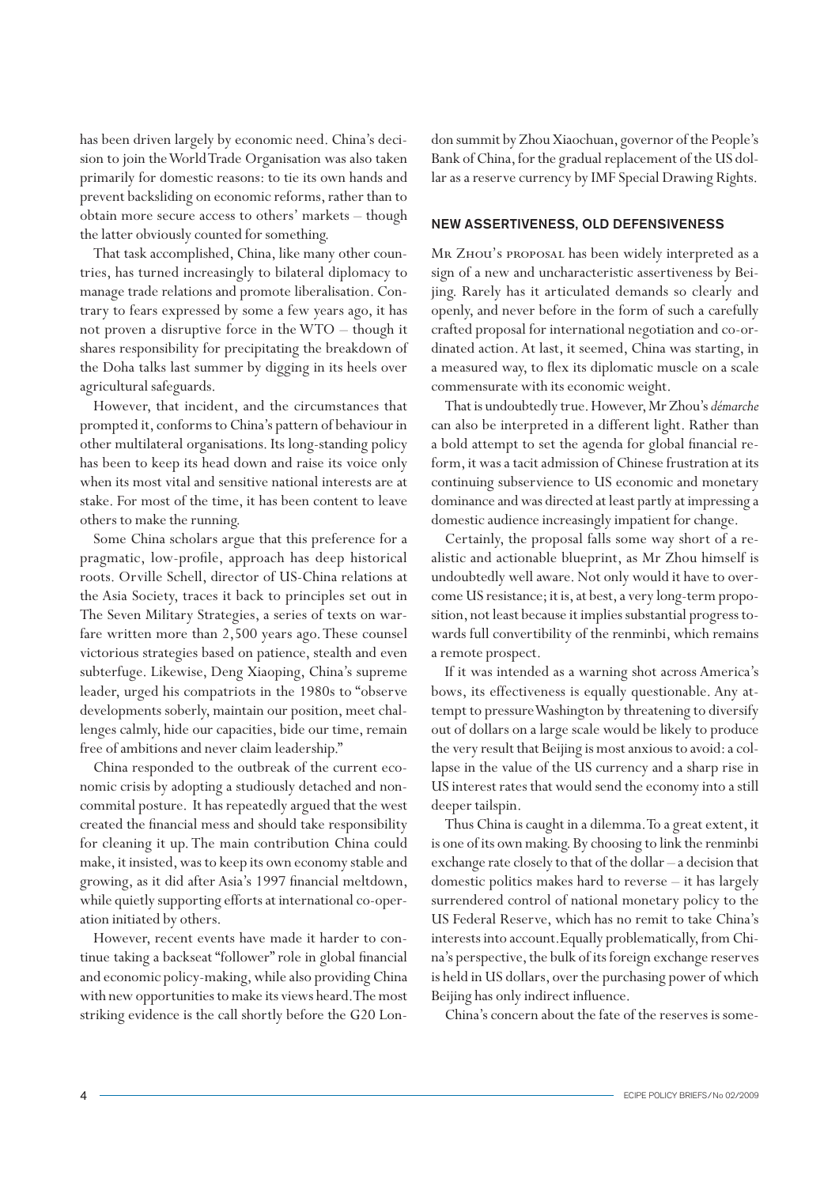has been driven largely by economic need. China's decision to join the World Trade Organisation was also taken primarily for domestic reasons: to tie its own hands and prevent backsliding on economic reforms, rather than to obtain more secure access to others' markets – though the latter obviously counted for something.

That task accomplished, China, like many other countries, has turned increasingly to bilateral diplomacy to manage trade relations and promote liberalisation. Contrary to fears expressed by some a few years ago, it has not proven a disruptive force in the WTO – though it shares responsibility for precipitating the breakdown of the Doha talks last summer by digging in its heels over agricultural safeguards.

However, that incident, and the circumstances that prompted it, conforms to China's pattern of behaviour in other multilateral organisations. Its long-standing policy has been to keep its head down and raise its voice only when its most vital and sensitive national interests are at stake. For most of the time, it has been content to leave others to make the running.

Some China scholars argue that this preference for a pragmatic, low-profile, approach has deep historical roots. Orville Schell, director of US-China relations at the Asia Society, traces it back to principles set out in The Seven Military Strategies, a series of texts on warfare written more than 2,500 years ago. These counsel victorious strategies based on patience, stealth and even subterfuge. Likewise, Deng Xiaoping, China's supreme leader, urged his compatriots in the 1980s to "observe developments soberly, maintain our position, meet challenges calmly, hide our capacities, bide our time, remain free of ambitions and never claim leadership."

China responded to the outbreak of the current economic crisis by adopting a studiously detached and noncommital posture. It has repeatedly argued that the west created the financial mess and should take responsibility for cleaning it up. The main contribution China could make, it insisted, was to keep its own economy stable and growing, as it did after Asia's 1997 financial meltdown, while quietly supporting efforts at international co-operation initiated by others.

However, recent events have made it harder to continue taking a backseat "follower" role in global financial and economic policy-making, while also providing China with new opportunities to make its views heard. The most striking evidence is the call shortly before the G20 London summit by Zhou Xiaochuan, governor of the People's Bank of China, for the gradual replacement of the US dollar as a reserve currency by IMF Special Drawing Rights.

## NEW ASSERTIVENESS, OLD DEFENSIVENESS

Mr Zhou's proposal has been widely interpreted as a sign of a new and uncharacteristic assertiveness by Beijing. Rarely has it articulated demands so clearly and openly, and never before in the form of such a carefully crafted proposal for international negotiation and co-ordinated action. At last, it seemed, China was starting, in a measured way, to flex its diplomatic muscle on a scale commensurate with its economic weight.

That is undoubtedly true. However, Mr Zhou's *démarche* can also be interpreted in a different light. Rather than a bold attempt to set the agenda for global financial reform, it was a tacit admission of Chinese frustration at its continuing subservience to US economic and monetary dominance and was directed at least partly at impressing a domestic audience increasingly impatient for change.

Certainly, the proposal falls some way short of a realistic and actionable blueprint, as Mr Zhou himself is undoubtedly well aware. Not only would it have to overcome US resistance; it is, at best, a very long-term proposition, not least because it implies substantial progress towards full convertibility of the renminbi, which remains a remote prospect.

If it was intended as a warning shot across America's bows, its effectiveness is equally questionable. Any attempt to pressure Washington by threatening to diversify out of dollars on a large scale would be likely to produce the very result that Beijing is most anxious to avoid: a collapse in the value of the US currency and a sharp rise in US interest rates that would send the economy into a still deeper tailspin.

Thus China is caught in a dilemma. To a great extent, it is one of its own making. By choosing to link the renminbi exchange rate closely to that of the dollar – a decision that domestic politics makes hard to reverse – it has largely surrendered control of national monetary policy to the US Federal Reserve, which has no remit to take China's interests into account. Equally problematically, from China's perspective, the bulk of its foreign exchange reserves is held in US dollars, over the purchasing power of which Beijing has only indirect influence.

China's concern about the fate of the reserves is some-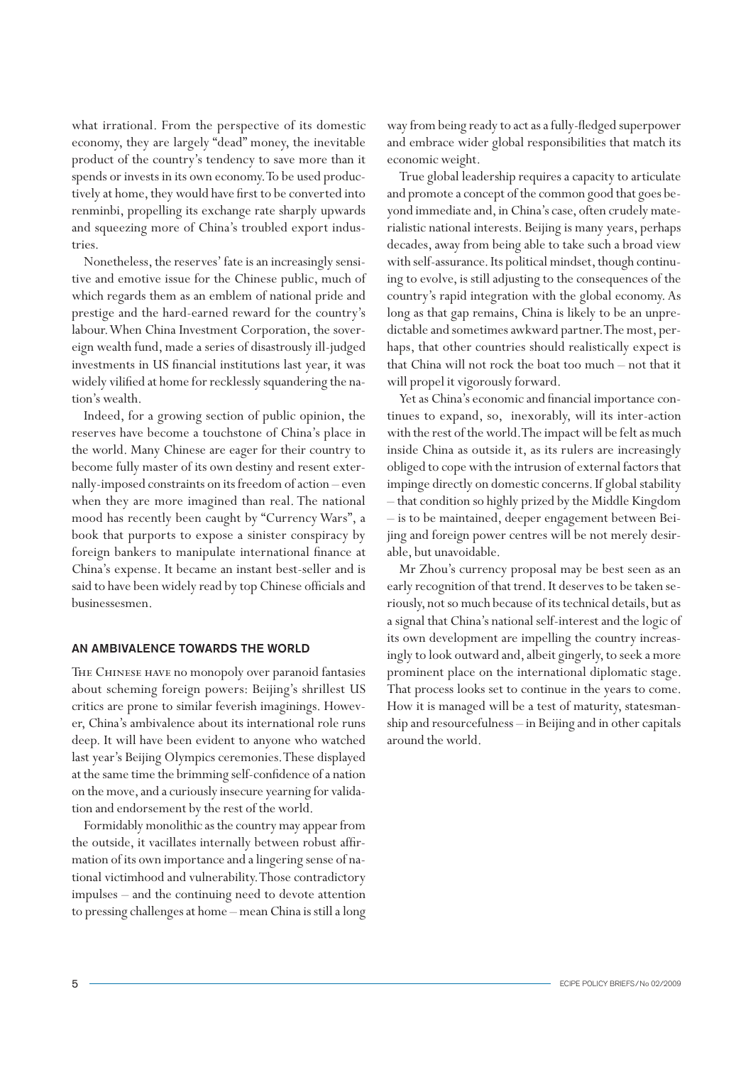what irrational. From the perspective of its domestic economy, they are largely "dead" money, the inevitable product of the country's tendency to save more than it spends or invests in its own economy. To be used productively at home, they would have first to be converted into renminbi, propelling its exchange rate sharply upwards and squeezing more of China's troubled export industries.

Nonetheless, the reserves' fate is an increasingly sensitive and emotive issue for the Chinese public, much of which regards them as an emblem of national pride and prestige and the hard-earned reward for the country's labour. When China Investment Corporation, the sovereign wealth fund, made a series of disastrously ill-judged investments in US financial institutions last year, it was widely vilified at home for recklessly squandering the nation's wealth.

Indeed, for a growing section of public opinion, the reserves have become a touchstone of China's place in the world. Many Chinese are eager for their country to become fully master of its own destiny and resent externally-imposed constraints on its freedom of action – even when they are more imagined than real. The national mood has recently been caught by "Currency Wars", a book that purports to expose a sinister conspiracy by foreign bankers to manipulate international finance at China's expense. It became an instant best-seller and is said to have been widely read by top Chinese officials and businessesmen.

## AN AMBIVALENCE TOWARDS THE WORLD

The Chinese have no monopoly over paranoid fantasies about scheming foreign powers: Beijing's shrillest US critics are prone to similar feverish imaginings. However, China's ambivalence about its international role runs deep. It will have been evident to anyone who watched last year's Beijing Olympics ceremonies. These displayed at the same time the brimming self-confidence of a nation on the move, and a curiously insecure yearning for validation and endorsement by the rest of the world.

Formidably monolithic as the country may appear from the outside, it vacillates internally between robust affirmation of its own importance and a lingering sense of national victimhood and vulnerability. Those contradictory impulses – and the continuing need to devote attention to pressing challenges at home – mean China is still a long way from being ready to act as a fully-fledged superpower and embrace wider global responsibilities that match its economic weight.

True global leadership requires a capacity to articulate and promote a concept of the common good that goes beyond immediate and, in China's case, often crudely materialistic national interests. Beijing is many years, perhaps decades, away from being able to take such a broad view with self-assurance. Its political mindset, though continuing to evolve, is still adjusting to the consequences of the country's rapid integration with the global economy. As long as that gap remains, China is likely to be an unpredictable and sometimes awkward partner. The most, perhaps, that other countries should realistically expect is that China will not rock the boat too much – not that it will propel it vigorously forward.

Yet as China's economic and financial importance continues to expand, so, inexorably, will its inter-action with the rest of the world. The impact will be felt as much inside China as outside it, as its rulers are increasingly obliged to cope with the intrusion of external factors that impinge directly on domestic concerns. If global stability – that condition so highly prized by the Middle Kingdom – is to be maintained, deeper engagement between Beijing and foreign power centres will be not merely desirable, but unavoidable.

Mr Zhou's currency proposal may be best seen as an early recognition of that trend. It deserves to be taken seriously, not so much because of its technical details, but as a signal that China's national self-interest and the logic of its own development are impelling the country increasingly to look outward and, albeit gingerly, to seek a more prominent place on the international diplomatic stage. That process looks set to continue in the years to come. How it is managed will be a test of maturity, statesmanship and resourcefulness – in Beijing and in other capitals around the world.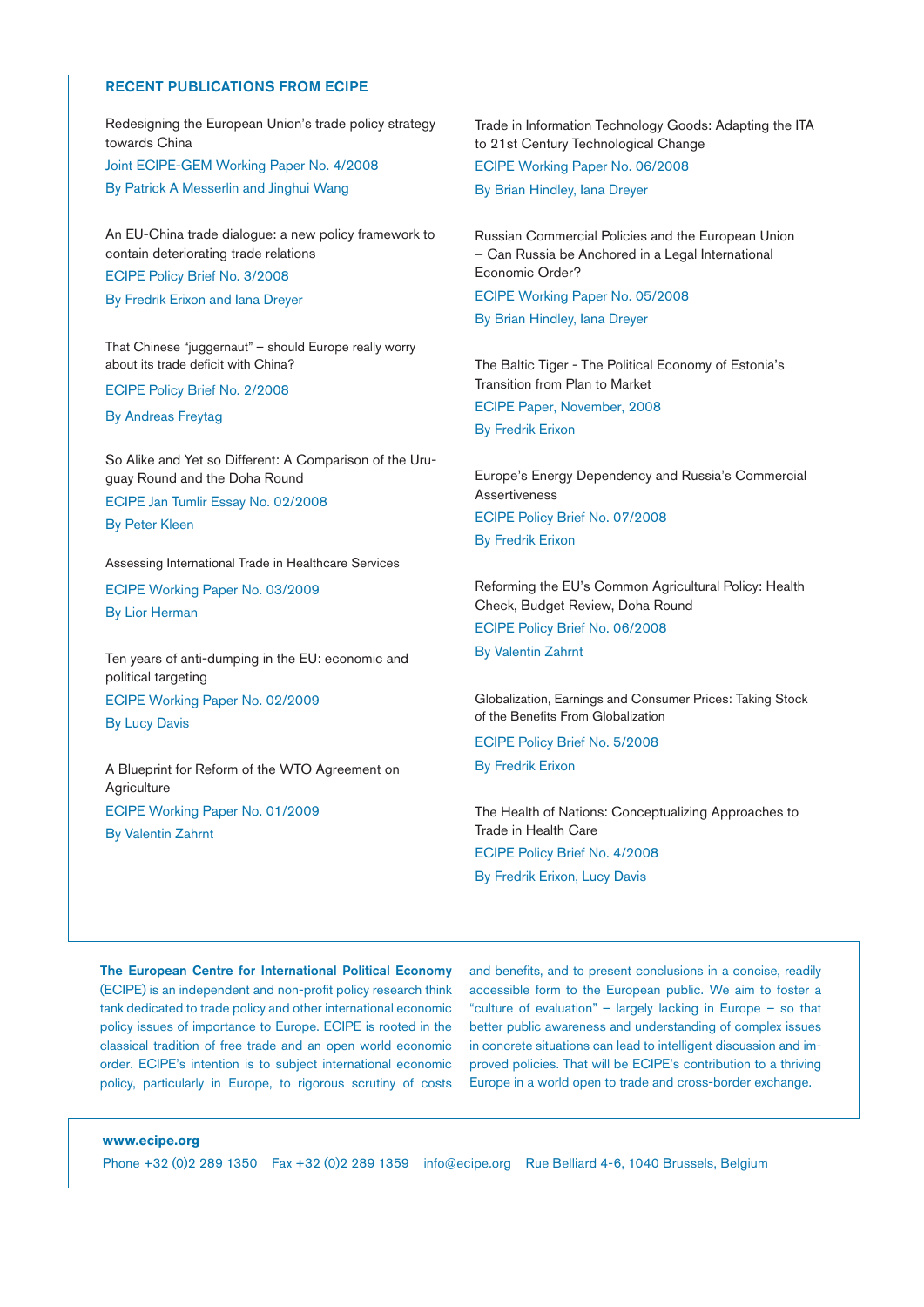## RECENT PUBLICATIONS FROM ECIPE

Redesigning the European Union's trade policy strategy towards China
Joint ECIPE-GEM Working Paper No. 4/2008
By Patrick A Messerlin and Jinghui Wang

An EU-China trade dialogue: a new policy framework to contain deteriorating trade relations
ECIPE Policy Brief No. 3/2008
By Fredrik Erixon and Iana Dreyer

That Chinese "juggernaut" – should Europe really worry about its trade deficit with China?
ECIPE Policy Brief No. 2/2008
By Andreas Freytag

So Alike and Yet so Different: A Comparison of the Uruguay Round and the Doha Round
ECIPE Jan Tumlir Essay No. 02/2008
By Peter Kleen

Assessing International Trade in Healthcare Services
ECIPE Working Paper No. 03/2009
By Lior Herman

Ten years of anti-dumping in the EU: economic and political targeting
ECIPE Working Paper No. 02/2009
By Lucy Davis

A Blueprint for Reform of the WTO Agreement on Agriculture
ECIPE Working Paper No. 01/2009
By Valentin Zahrnt

Trade in Information Technology Goods: Adapting the ITA to 21st Century Technological Change
ECIPE Working Paper No. 06/2008
By Brian Hindley, Iana Dreyer

Russian Commercial Policies and the European Union – Can Russia be Anchored in a Legal International Economic Order?
ECIPE Working Paper No. 05/2008
By Brian Hindley, Iana Dreyer

The Baltic Tiger - The Political Economy of Estonia's Transition from Plan to Market
ECIPE Paper, November, 2008
By Fredrik Erixon

Europe's Energy Dependency and Russia's Commercial Assertiveness
ECIPE Policy Brief No. 07/2008
By Fredrik Erixon

Reforming the EU's Common Agricultural Policy: Health Check, Budget Review, Doha Round
ECIPE Policy Brief No. 06/2008
By Valentin Zahrnt

Globalization, Earnings and Consumer Prices: Taking Stock of the Benefits From Globalization
ECIPE Policy Brief No. 5/2008
By Fredrik Erixon

The Health of Nations: Conceptualizing Approaches to Trade in Health Care
ECIPE Policy Brief No. 4/2008
By Fredrik Erixon, Lucy Davis

**The European Centre for International Political Economy** (ECIPE) is an independent and non-profit policy research think tank dedicated to trade policy and other international economic policy issues of importance to Europe. ECIPE is rooted in the classical tradition of free trade and an open world economic order. ECIPE's intention is to subject international economic policy, particularly in Europe, to rigorous scrutiny of costs and benefits, and to present conclusions in a concise, readily accessible form to the European public. We aim to foster a "culture of evaluation" – largely lacking in Europe – so that better public awareness and understanding of complex issues in concrete situations can lead to intelligent discussion and improved policies. That will be ECIPE's contribution to a thriving Europe in a world open to trade and cross-border exchange.

**www.ecipe.org**

Phone +32 (0)2 289 1350 Fax +32 (0)2 289 1359 info@ecipe.org Rue Belliard 4-6, 1040 Brussels, Belgium